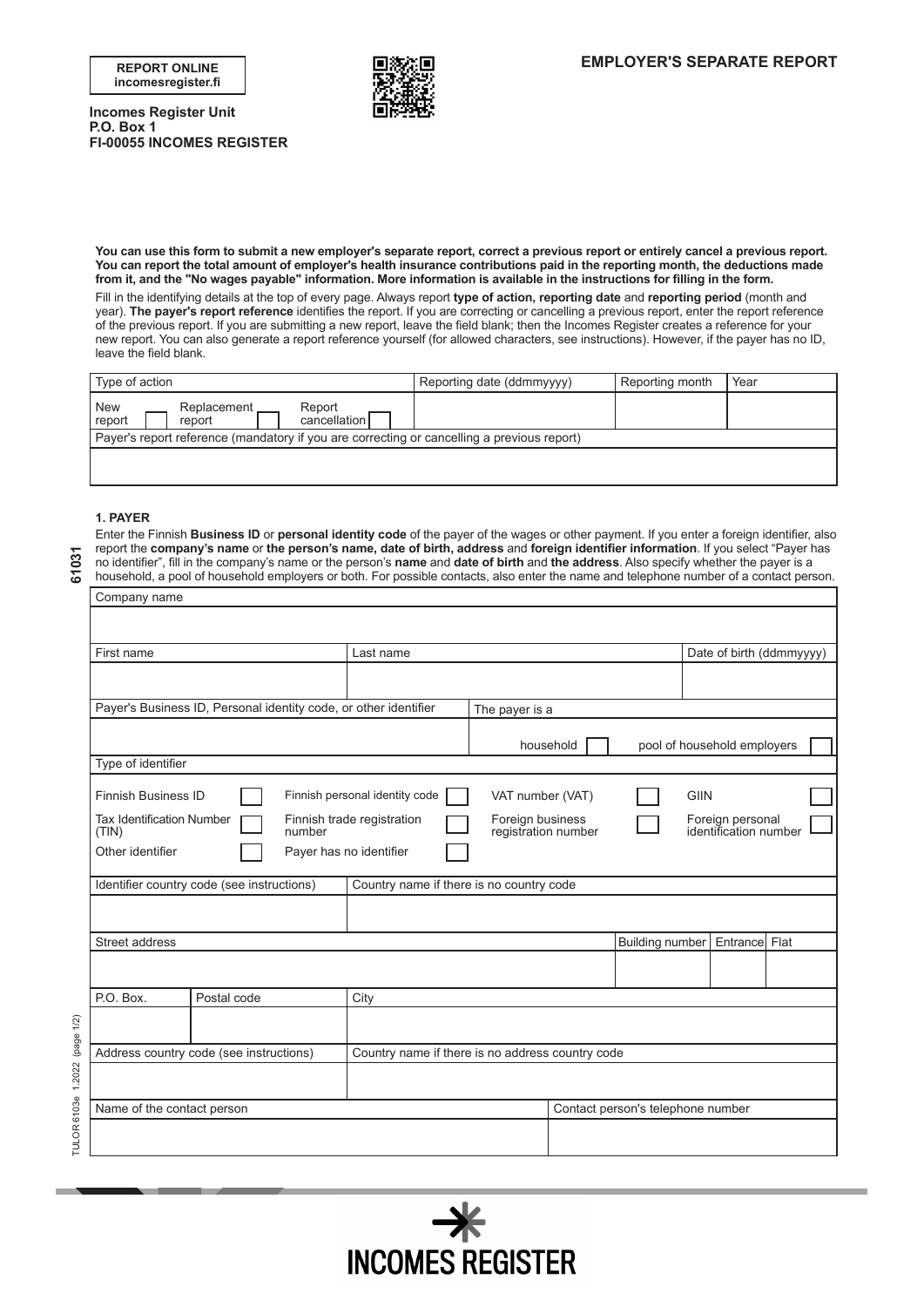**REPORT ONLINE**
**incomesregister.fi**

**Incomes Register Unit**
**P.O. Box 1**
**FI-00055 INCOMES REGISTER**

# EMPLOYER'S SEPARATE REPORT

**You can use this form to submit a new employer's separate report, correct a previous report or entirely cancel a previous report. You can report the total amount of employer's health insurance contributions paid in the reporting month, the deductions made from it, and the "No wages payable" information. More information is available in the instructions for filling in the form.**

Fill in the identifying details at the top of every page. Always report **type of action, reporting date** and **reporting period** (month and year). **The payer's report reference** identifies the report. If you are correcting or cancelling a previous report, enter the report reference of the previous report. If you are submitting a new report, leave the field blank; then the Incomes Register creates a reference for your new report. You can also generate a report reference yourself (for allowed characters, see instructions). However, if the payer has no ID, leave the field blank.

| Type of action | Reporting date (ddmmyyyy) | Reporting month | Year |
|---|---|---|---|
| New report ☐ Replacement report ☐ Report cancellation ☐ | | | |
| Payer's report reference (mandatory if you are correcting or cancelling a previous report) | | | |
| | | | |

## 1. PAYER

Enter the Finnish **Business ID** or **personal identity code** of the payer of the wages or other payment. If you enter a foreign identifier, also report the **company's name** or **the person's name, date of birth, address** and **foreign identifier information**. If you select "Payer has no identifier", fill in the company's name or the person's **name** and **date of birth** and **the address**. Also specify whether the payer is a household, a pool of household employers or both. For possible contacts, also enter the name and telephone number of a contact person.

| Company name | | |
|---|---|---|
| | | |
| First name | Last name | Date of birth (ddmmyyyy) |
| | | |

| Payer's Business ID, Personal identity code, or other identifier | The payer is a |
|---|---|
| | household ☐ pool of household employers ☐ |

Type of identifier

| | | | |
|---|---|---|---|
| Finnish Business ID ☐ | Finnish personal identity code ☐ | VAT number (VAT) ☐ | GIIN ☐ |
| Tax Identification Number (TIN) ☐ | Finnish trade registration number ☐ | Foreign business registration number ☐ | Foreign personal identification number ☐ |
| Other identifier ☐ | Payer has no identifier ☐ | | |

| Identifier country code (see instructions) | Country name if there is no country code |
|---|---|
| | |

| Street address | Building number | Entrance | Flat |
|---|---|---|---|
| | | | |

| P.O. Box. | Postal code | City |
|---|---|---|
| | | |

| Address country code (see instructions) | Country name if there is no address country code |
|---|---|
| | |

| Name of the contact person | Contact person's telephone number |
|---|---|
| | |

61031

TULOR 6103e 1.2022 (page 1/2)

INCOMES REGISTER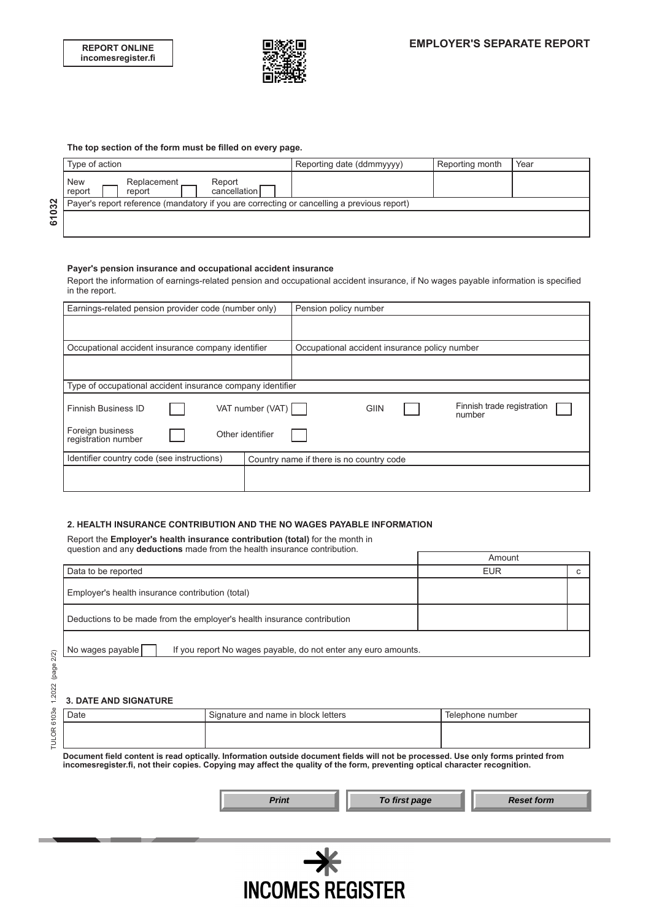REPORT ONLINE
incomesregister.fi

# EMPLOYER'S SEPARATE REPORT

**The top section of the form must be filled on every page.**

| Type of action | Reporting date (ddmmyyyy) | Reporting month | Year |
|---|---|---|---|
| New report ☐ Replacement report ☐ Report cancellation ☐ | | | |
| Payer's report reference (mandatory if you are correcting or cancelling a previous report) | | | |
| | | | |

61032

**Payer's pension insurance and occupational accident insurance**

Report the information of earnings-related pension and occupational accident insurance, if No wages payable information is specified in the report.

| Earnings-related pension provider code (number only) | Pension policy number |
|---|---|
| | |
| Occupational accident insurance company identifier | Occupational accident insurance policy number |
| | |

Type of occupational accident insurance company identifier

Finnish Business ID ☐ VAT number (VAT) ☐ GIIN ☐ Finnish trade registration number ☐

Foreign business registration number ☐ Other identifier ☐

| Identifier country code (see instructions) | Country name if there is no country code |
|---|---|
| | |

**2. HEALTH INSURANCE CONTRIBUTION AND THE NO WAGES PAYABLE INFORMATION**

Report the **Employer's health insurance contribution (total)** for the month in question and any **deductions** made from the health insurance contribution.

| | Amount | |
|---|---|---|
| Data to be reported | EUR | c |
| Employer's health insurance contribution (total) | | |
| Deductions to be made from the employer's health insurance contribution | | |

No wages payable ☐ If you report No wages payable, do not enter any euro amounts.

**3. DATE AND SIGNATURE**

| Date | Signature and name in block letters | Telephone number |
|---|---|---|
| | | |

TULOR 6103e 1.2022 (page 2/2)

**Document field content is read optically. Information outside document fields will not be processed. Use only forms printed from incomesregister.fi, not their copies. Copying may affect the quality of the form, preventing optical character recognition.**

*Print* *To first page* *Reset form*

INCOMES REGISTER